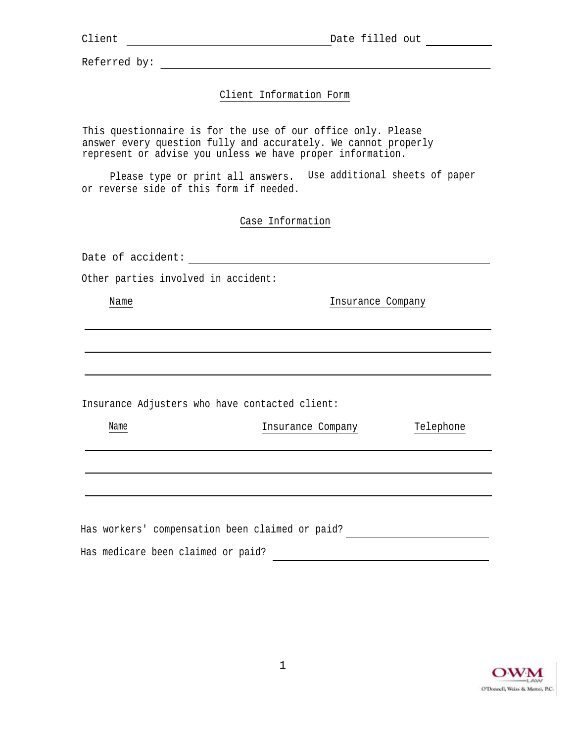Client ______________________________ Date filled out __________

Referred by: ______________________________________________

## Client Information Form

This questionnaire is for the use of our office only. Please answer every question fully and accurately. We cannot properly represent or advise you unless we have proper information.

Please type or print all answers. Use additional sheets of paper or reverse side of this form if needed.

### Case Information

Date of accident: ______________________________________________

Other parties involved in accident:

| Name | Insurance Company |
|---|---|
| | |
| | |
| | |

Insurance Adjusters who have contacted client:

| Name | Insurance Company | Telephone |
|---|---|---|
| | | |
| | | |
| | | |

Has workers' compensation been claimed or paid? ____________________

Has medicare been claimed or paid? ______________________________

OWM LAW
O'Donnell, Weiss & Mattei, P.C.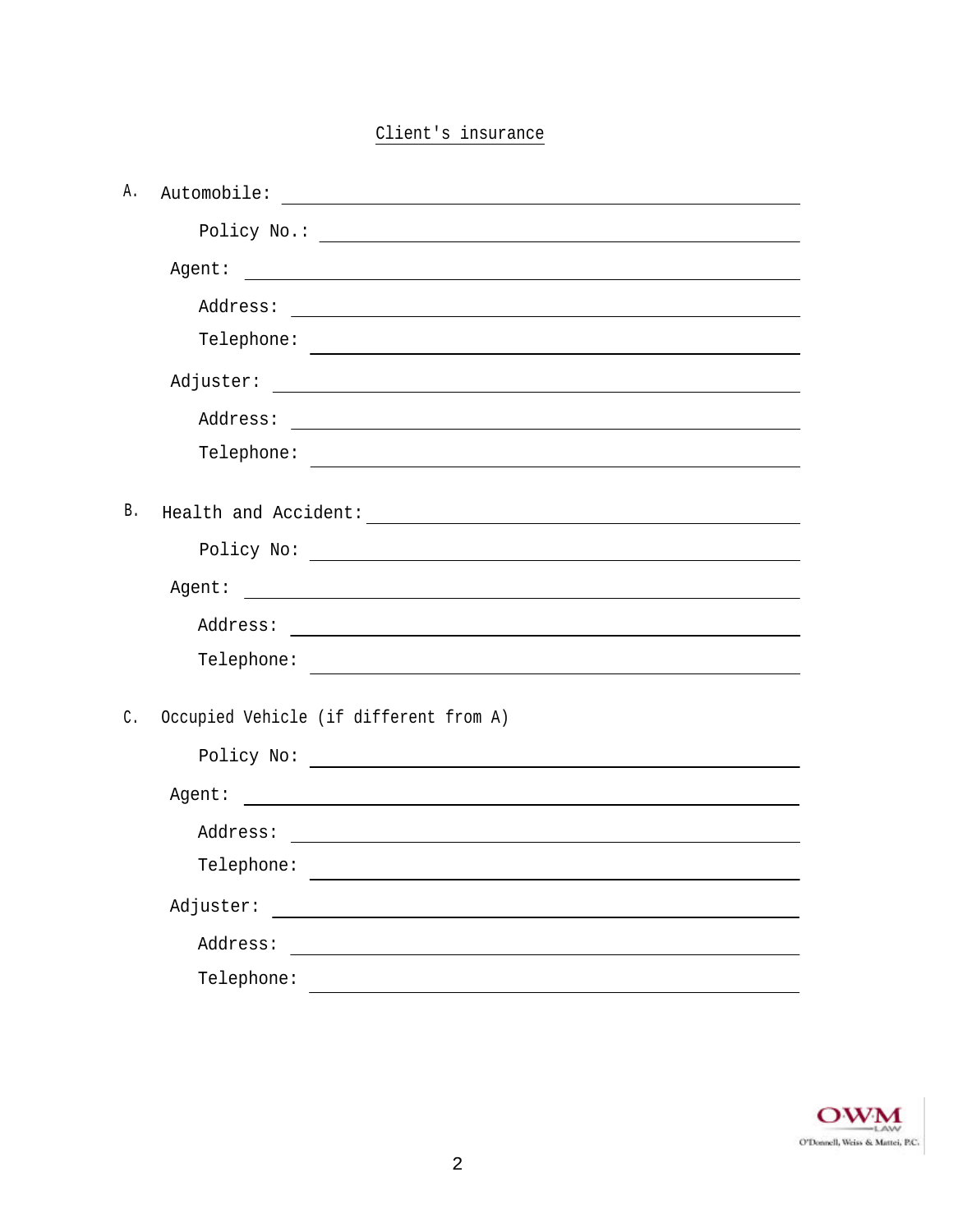<u>Client's insurance</u>

A. Automobile: ______________________________

&nbsp;&nbsp;&nbsp;&nbsp;Policy No.: ______________________________

&nbsp;&nbsp;Agent: ______________________________

&nbsp;&nbsp;&nbsp;&nbsp;Address: ______________________________

&nbsp;&nbsp;&nbsp;&nbsp;Telephone: ______________________________

&nbsp;&nbsp;Adjuster: ______________________________

&nbsp;&nbsp;&nbsp;&nbsp;Address: ______________________________

&nbsp;&nbsp;&nbsp;&nbsp;Telephone: ______________________________

B. Health and Accident: ______________________________

&nbsp;&nbsp;&nbsp;&nbsp;Policy No: ______________________________

&nbsp;&nbsp;Agent: ______________________________

&nbsp;&nbsp;&nbsp;&nbsp;Address: ______________________________

&nbsp;&nbsp;&nbsp;&nbsp;Telephone: ______________________________

C. Occupied Vehicle (if different from A)

&nbsp;&nbsp;&nbsp;&nbsp;Policy No: ______________________________

&nbsp;&nbsp;Agent: ______________________________

&nbsp;&nbsp;&nbsp;&nbsp;Address: ______________________________

&nbsp;&nbsp;&nbsp;&nbsp;Telephone: ______________________________

&nbsp;&nbsp;Adjuster: ______________________________

&nbsp;&nbsp;&nbsp;&nbsp;Address: ______________________________

&nbsp;&nbsp;&nbsp;&nbsp;Telephone: ______________________________

OWM LAW
O'Donnell, Weiss & Mattei, P.C.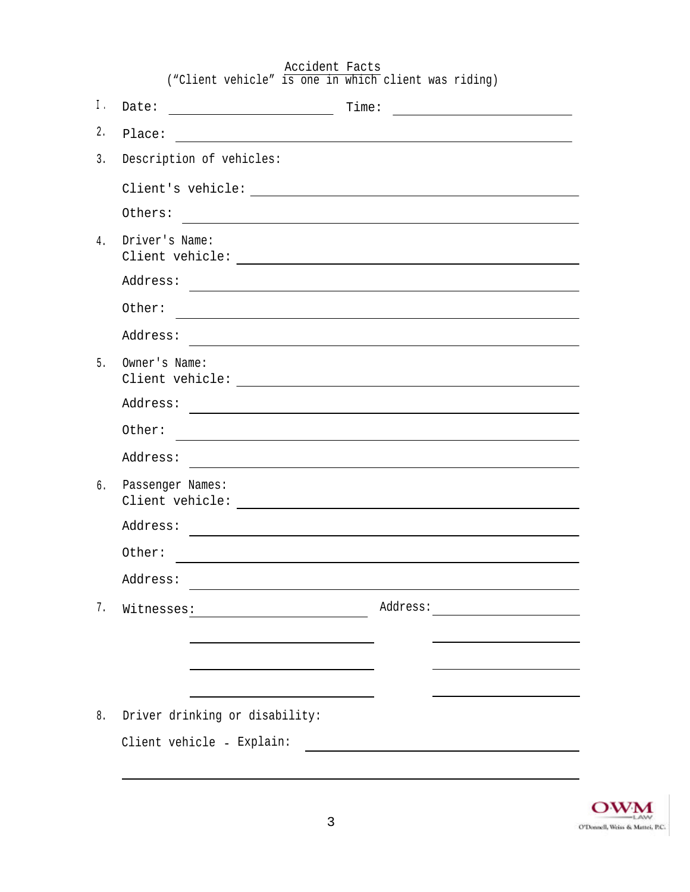Accident Facts

("Client vehicle" is one in which client was riding)

1. Date: ______________________ Time: ______________________

2. Place: ____________________________________________

3. Description of vehicles:

   Client's vehicle: ____________________________________________

   Others: ____________________________________________

4. Driver's Name:
   Client vehicle: ____________________________________________

   Address: ____________________________________________

   Other: ____________________________________________

   Address: ____________________________________________

5. Owner's Name:
   Client vehicle: ____________________________________________

   Address: ____________________________________________

   Other: ____________________________________________

   Address: ____________________________________________

6. Passenger Names:
   Client vehicle: ____________________________________________

   Address: ____________________________________________

   Other: ____________________________________________

   Address: ____________________________________________

7. Witnesses: ______________________ Address: ______________________

   ______________________ ______________________

   ______________________ ______________________

   ______________________ ______________________

8. Driver drinking or disability:

   Client vehicle - Explain: ____________________________________________

   ____________________________________________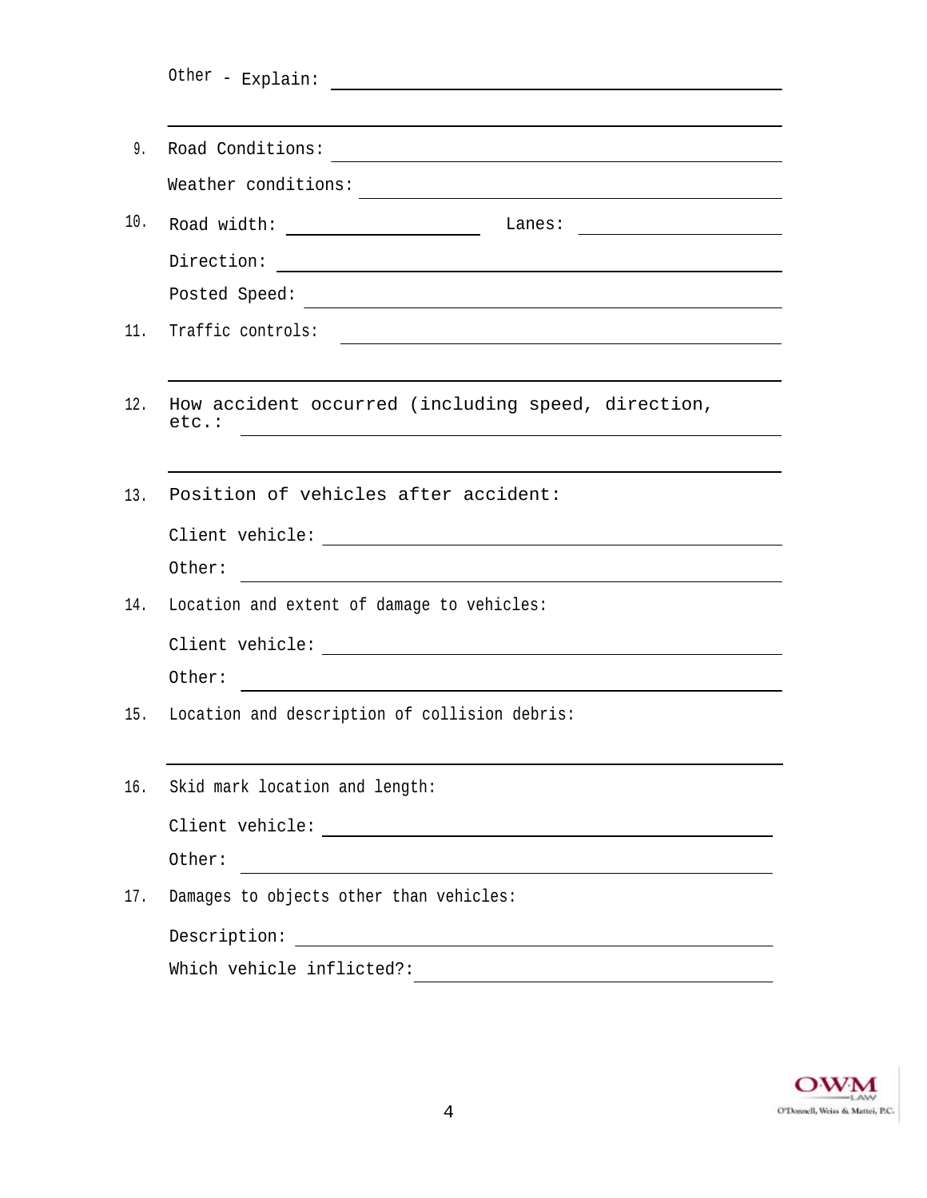Other - Explain: ______________________________________________

______________________________________________________________

9. Road Conditions: ___________________________________________

   Weather conditions: ________________________________________

10. Road width: ________________ Lanes: ________________

    Direction: ________________________________________________

    Posted Speed: _____________________________________________

11. Traffic controls: _________________________________________

    ___________________________________________________________

12. How accident occurred (including speed, direction, etc.: ______________________________________________

    ___________________________________________________________

13. Position of vehicles after accident:

    Client vehicle: ___________________________________________

    Other: ____________________________________________________

14. Location and extent of damage to vehicles:

    Client vehicle: ___________________________________________

    Other: ____________________________________________________

15. Location and description of collision debris:

    ___________________________________________________________

16. Skid mark location and length:

    Client vehicle: ___________________________________________

    Other: ____________________________________________________

17. Damages to objects other than vehicles:

    Description: ______________________________________________

    Which vehicle inflicted?: _________________________________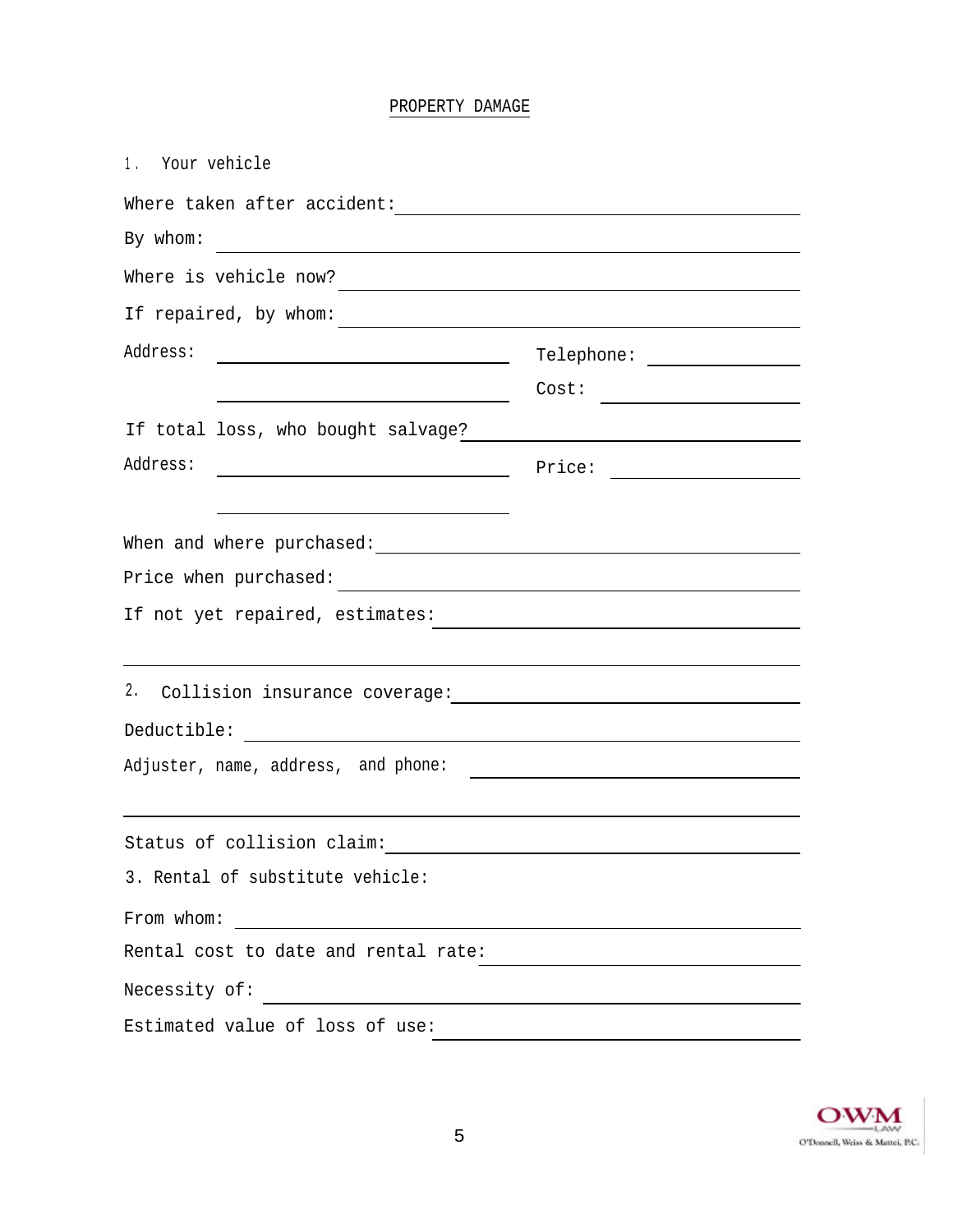## PROPERTY DAMAGE

1. Your vehicle

Where taken after accident: ______________________________

By whom: ______________________________

Where is vehicle now? ______________________________

If repaired, by whom: ______________________________

Address: ____________________ Telephone: ____________

____________________ Cost: ____________

If total loss, who bought salvage? ______________________________

Address: ____________________ Price: ____________

____________________

When and where purchased: ______________________________

Price when purchased: ______________________________

If not yet repaired, estimates: ______________________________

______________________________

2. Collision insurance coverage: ______________________________

Deductible: ______________________________

Adjuster, name, address, and phone: ______________________________

______________________________

Status of collision claim: ______________________________

3. Rental of substitute vehicle:

From whom: ______________________________

Rental cost to date and rental rate: ______________________________

Necessity of: ______________________________

Estimated value of loss of use: ______________________________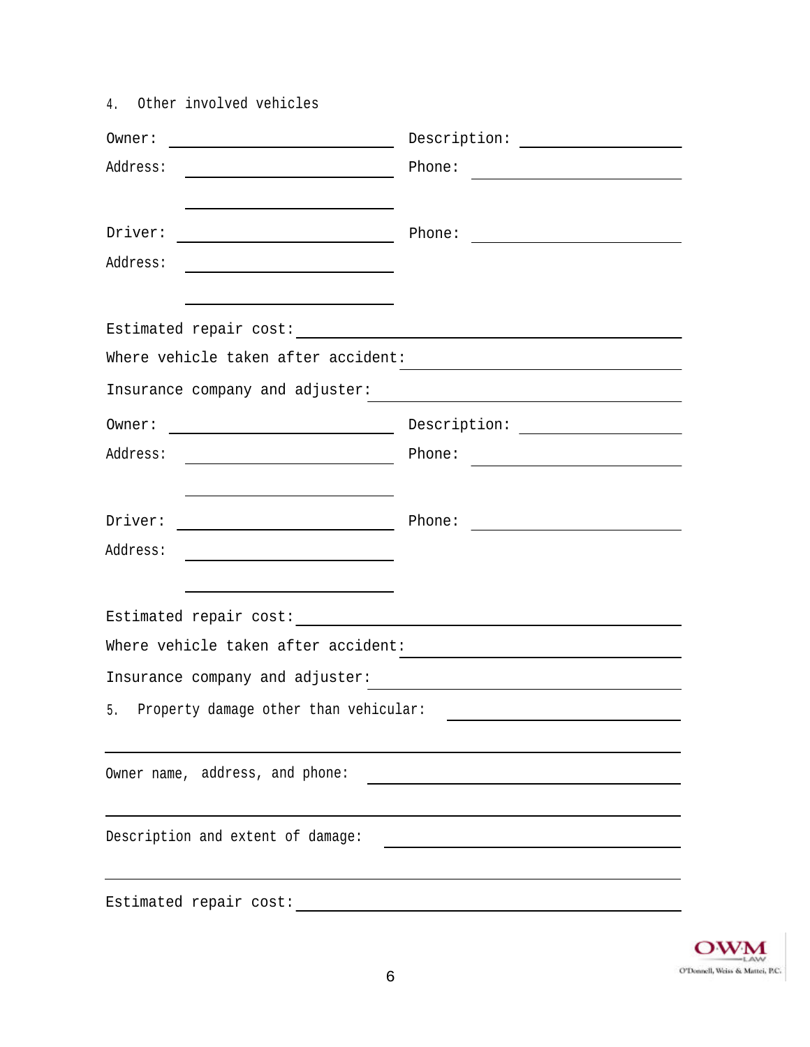4. Other involved vehicles

Owner: ____________________ Description: ____________________

Address: ____________________ Phone: ____________________

____________________

Driver: ____________________ Phone: ____________________

Address: ____________________

____________________

Estimated repair cost: ____________________

Where vehicle taken after accident: ____________________

Insurance company and adjuster: ____________________

Owner: ____________________ Description: ____________________

Address: ____________________ Phone: ____________________

____________________

Driver: ____________________ Phone: ____________________

Address: ____________________

____________________

Estimated repair cost: ____________________

Where vehicle taken after accident: ____________________

Insurance company and adjuster: ____________________

5. Property damage other than vehicular: ____________________

____________________

Owner name, address, and phone: ____________________

____________________

Description and extent of damage: ____________________

____________________

Estimated repair cost: ____________________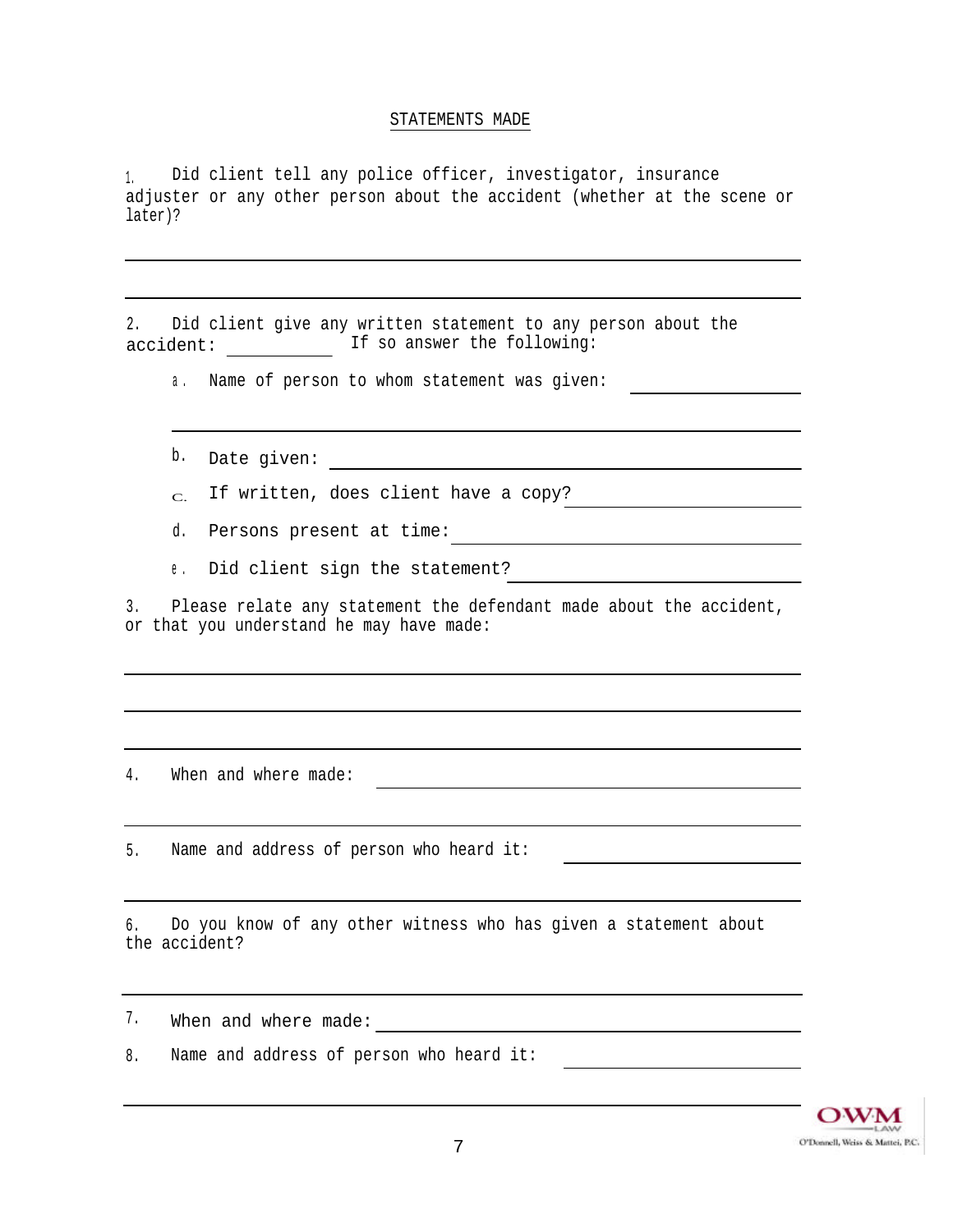## STATEMENTS MADE

1. Did client tell any police officer, investigator, insurance adjuster or any other person about the accident (whether at the scene or later)?

\_\_\_\_\_\_\_\_\_\_\_\_\_\_\_\_\_\_\_\_\_\_\_\_\_\_\_\_\_\_\_\_\_\_\_\_\_\_\_\_\_\_\_\_\_\_\_\_\_\_\_\_\_\_\_\_\_\_\_\_

\_\_\_\_\_\_\_\_\_\_\_\_\_\_\_\_\_\_\_\_\_\_\_\_\_\_\_\_\_\_\_\_\_\_\_\_\_\_\_\_\_\_\_\_\_\_\_\_\_\_\_\_\_\_\_\_\_\_\_\_

2. Did client give any written statement to any person about the accident: \_\_\_\_\_\_\_\_\_\_ If so answer the following:

   a. Name of person to whom statement was given: \_\_\_\_\_\_\_\_\_\_\_\_\_\_\_\_

   \_\_\_\_\_\_\_\_\_\_\_\_\_\_\_\_\_\_\_\_\_\_\_\_\_\_\_\_\_\_\_\_\_\_\_\_\_\_\_\_\_\_\_\_\_\_\_\_\_\_\_\_\_\_\_\_

   b. Date given: \_\_\_\_\_\_\_\_\_\_\_\_\_\_\_\_\_\_\_\_\_\_\_\_\_\_\_\_\_\_\_\_\_\_\_\_\_\_\_\_\_\_\_\_

   c. If written, does client have a copy? \_\_\_\_\_\_\_\_\_\_\_\_\_\_\_\_\_\_\_\_\_\_

   d. Persons present at time: \_\_\_\_\_\_\_\_\_\_\_\_\_\_\_\_\_\_\_\_\_\_\_\_\_\_\_\_\_\_\_\_\_

   e. Did client sign the statement? \_\_\_\_\_\_\_\_\_\_\_\_\_\_\_\_\_\_\_\_\_\_\_\_\_\_\_\_

3. Please relate any statement the defendant made about the accident, or that you understand he may have made:

\_\_\_\_\_\_\_\_\_\_\_\_\_\_\_\_\_\_\_\_\_\_\_\_\_\_\_\_\_\_\_\_\_\_\_\_\_\_\_\_\_\_\_\_\_\_\_\_\_\_\_\_\_\_\_\_\_\_\_\_

\_\_\_\_\_\_\_\_\_\_\_\_\_\_\_\_\_\_\_\_\_\_\_\_\_\_\_\_\_\_\_\_\_\_\_\_\_\_\_\_\_\_\_\_\_\_\_\_\_\_\_\_\_\_\_\_\_\_\_\_

\_\_\_\_\_\_\_\_\_\_\_\_\_\_\_\_\_\_\_\_\_\_\_\_\_\_\_\_\_\_\_\_\_\_\_\_\_\_\_\_\_\_\_\_\_\_\_\_\_\_\_\_\_\_\_\_\_\_\_\_

4. When and where made: \_\_\_\_\_\_\_\_\_\_\_\_\_\_\_\_\_\_\_\_\_\_\_\_\_\_\_\_\_\_\_\_\_\_\_\_\_

\_\_\_\_\_\_\_\_\_\_\_\_\_\_\_\_\_\_\_\_\_\_\_\_\_\_\_\_\_\_\_\_\_\_\_\_\_\_\_\_\_\_\_\_\_\_\_\_\_\_\_\_\_\_\_\_\_\_\_\_

5. Name and address of person who heard it: \_\_\_\_\_\_\_\_\_\_\_\_\_\_\_\_\_\_\_\_

\_\_\_\_\_\_\_\_\_\_\_\_\_\_\_\_\_\_\_\_\_\_\_\_\_\_\_\_\_\_\_\_\_\_\_\_\_\_\_\_\_\_\_\_\_\_\_\_\_\_\_\_\_\_\_\_\_\_\_\_

6. Do you know of any other witness who has given a statement about the accident?

\_\_\_\_\_\_\_\_\_\_\_\_\_\_\_\_\_\_\_\_\_\_\_\_\_\_\_\_\_\_\_\_\_\_\_\_\_\_\_\_\_\_\_\_\_\_\_\_\_\_\_\_\_\_\_\_\_\_\_\_

7. When and where made: \_\_\_\_\_\_\_\_\_\_\_\_\_\_\_\_\_\_\_\_\_\_\_\_\_\_\_\_\_\_\_\_\_\_\_\_\_

8. Name and address of person who heard it: \_\_\_\_\_\_\_\_\_\_\_\_\_\_\_\_\_\_\_\_

\_\_\_\_\_\_\_\_\_\_\_\_\_\_\_\_\_\_\_\_\_\_\_\_\_\_\_\_\_\_\_\_\_\_\_\_\_\_\_\_\_\_\_\_\_\_\_\_\_\_\_\_\_\_\_\_\_\_\_\_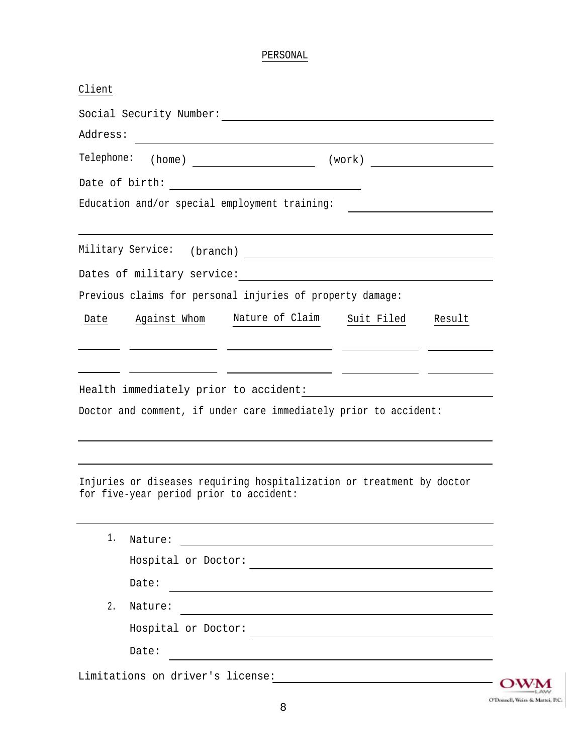## PERSONAL

Client

Social Security Number: ______________________________

Address: ______________________________

Telephone: (home) ____________ (work) ____________

Date of birth: ____________________

Education and/or special employment training: ____________________

______________________________

Military Service: (branch) ______________________________

Dates of military service: ______________________________

Previous claims for personal injuries of property damage:

| Date | Against Whom | Nature of Claim | Suit Filed | Result |
|---|---|---|---|---|
| | | | | |
| | | | | |

Health immediately prior to accident: ______________________________

Doctor and comment, if under care immediately prior to accident:

______________________________

______________________________

Injuries or diseases requiring hospitalization or treatment by doctor for five-year period prior to accident:

______________________________

1. Nature: ______________________________

   Hospital or Doctor: ______________________________

   Date: ______________________________

2. Nature: ______________________________

   Hospital or Doctor: ______________________________

   Date: ______________________________

Limitations on driver's license: ______________________________

OWM LAW
O'Donnell, Weiss & Mattei, P.C.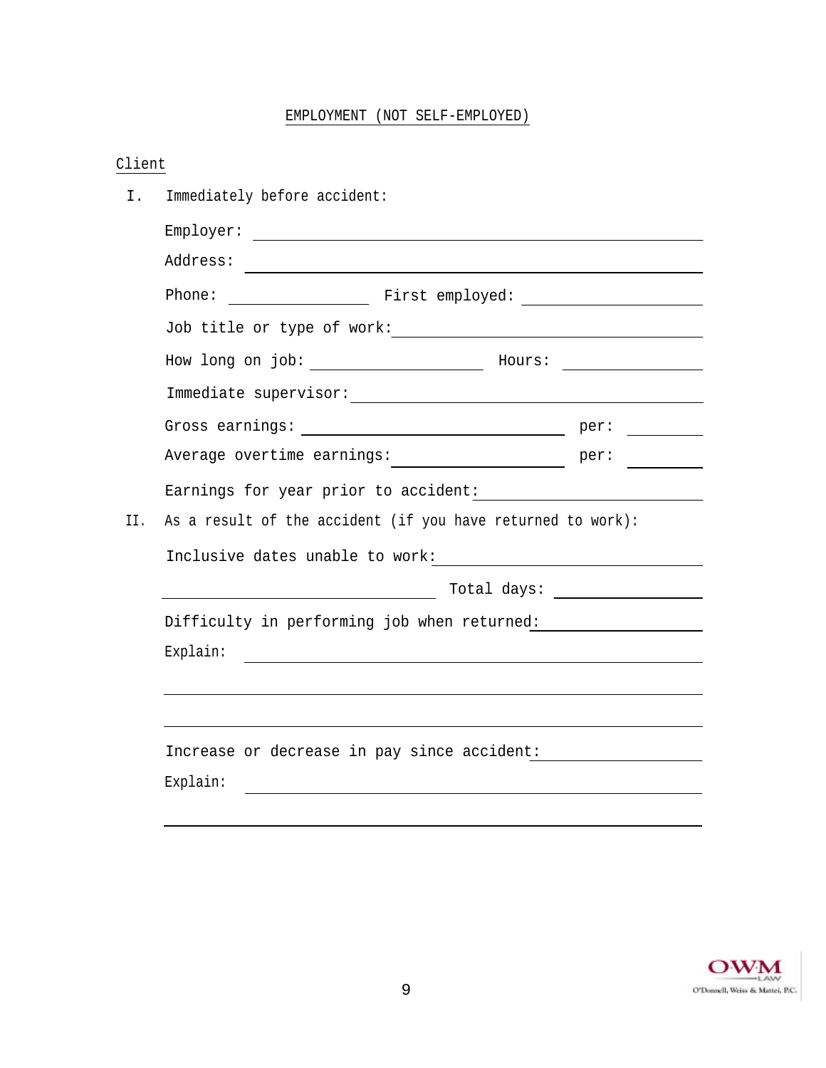## EMPLOYMENT (NOT SELF-EMPLOYED)

Client

I. Immediately before accident:

Employer: ______________________________________________

Address: ______________________________________________

Phone: ________________ First employed: ________________

Job title or type of work: ______________________________

How long on job: ________________ Hours: ________________

Immediate supervisor: __________________________________

Gross earnings: ________________________ per: ________

Average overtime earnings: ______________ per: ________

Earnings for year prior to accident: ____________________

II. As a result of the accident (if you have returned to work):

Inclusive dates unable to work: _________________________

______________________________ Total days: ______________

Difficulty in performing job when returned: ______________

Explain: ______________________________________________

______________________________________________________

______________________________________________________

Increase or decrease in pay since accident: ______________

Explain: ______________________________________________

______________________________________________________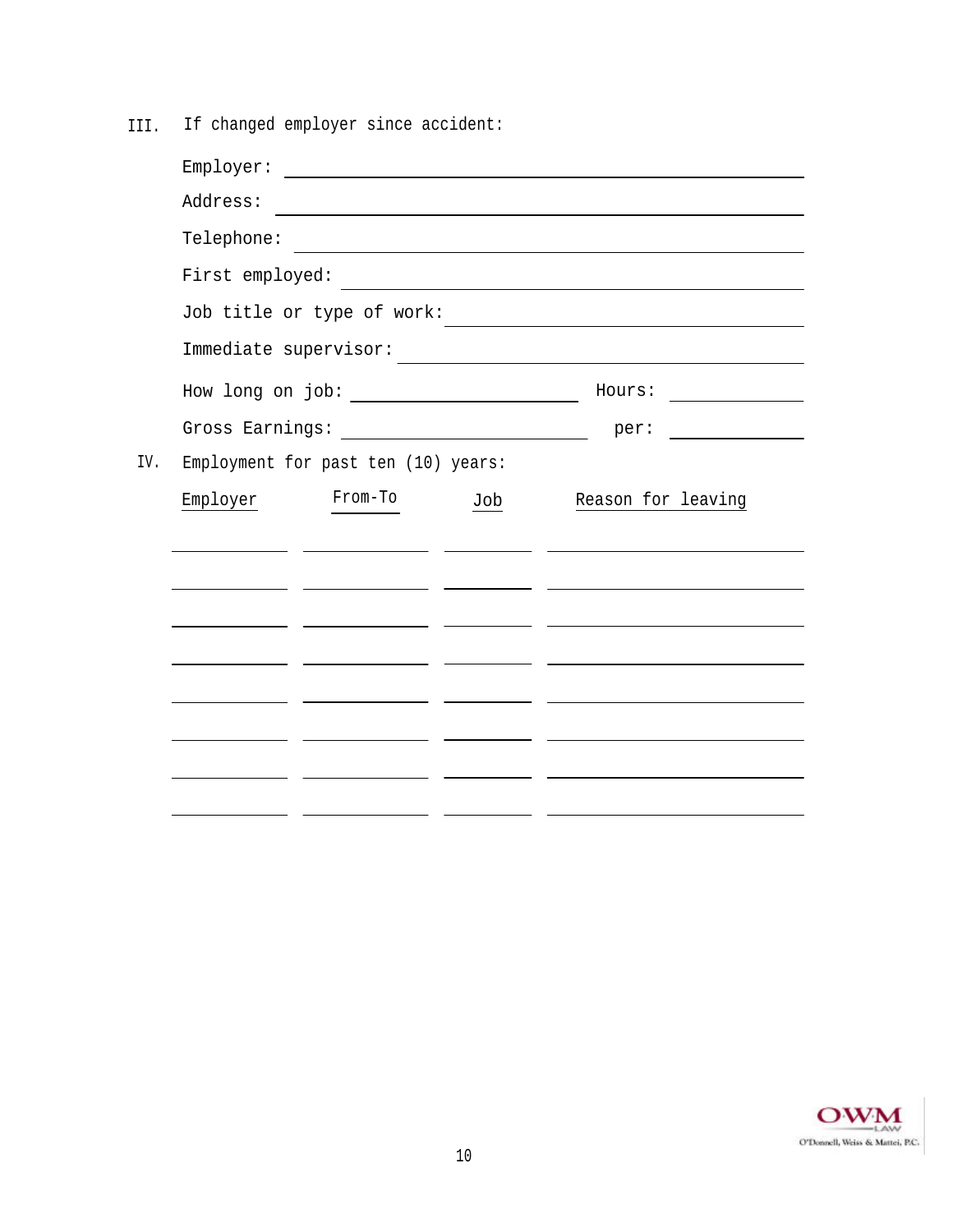III. If changed employer since accident:

Employer: \_\_\_\_\_\_\_\_\_\_\_\_\_\_\_\_\_\_\_\_\_\_\_\_\_\_\_\_\_\_\_\_\_\_\_\_\_\_\_\_

Address: \_\_\_\_\_\_\_\_\_\_\_\_\_\_\_\_\_\_\_\_\_\_\_\_\_\_\_\_\_\_\_\_\_\_\_\_\_\_\_\_

Telephone: \_\_\_\_\_\_\_\_\_\_\_\_\_\_\_\_\_\_\_\_\_\_\_\_\_\_\_\_\_\_\_\_\_\_\_\_\_\_\_\_

First employed: \_\_\_\_\_\_\_\_\_\_\_\_\_\_\_\_\_\_\_\_\_\_\_\_\_\_\_\_\_\_\_\_\_\_\_\_\_\_\_\_

Job title or type of work: \_\_\_\_\_\_\_\_\_\_\_\_\_\_\_\_\_\_\_\_\_\_\_\_\_\_\_\_\_\_\_\_\_\_\_\_\_\_\_\_

Immediate supervisor: \_\_\_\_\_\_\_\_\_\_\_\_\_\_\_\_\_\_\_\_\_\_\_\_\_\_\_\_\_\_\_\_\_\_\_\_\_\_\_\_

How long on job: \_\_\_\_\_\_\_\_\_\_\_\_\_\_\_\_\_\_\_\_ Hours: \_\_\_\_\_\_\_\_\_\_\_\_

Gross Earnings: \_\_\_\_\_\_\_\_\_\_\_\_\_\_\_\_\_\_\_\_ per: \_\_\_\_\_\_\_\_\_\_\_\_

IV. Employment for past ten (10) years:

| Employer | From-To | Job | Reason for leaving |
|---|---|---|---|
| | | | |
| | | | |
| | | | |
| | | | |
| | | | |
| | | | |
| | | | |
| | | | |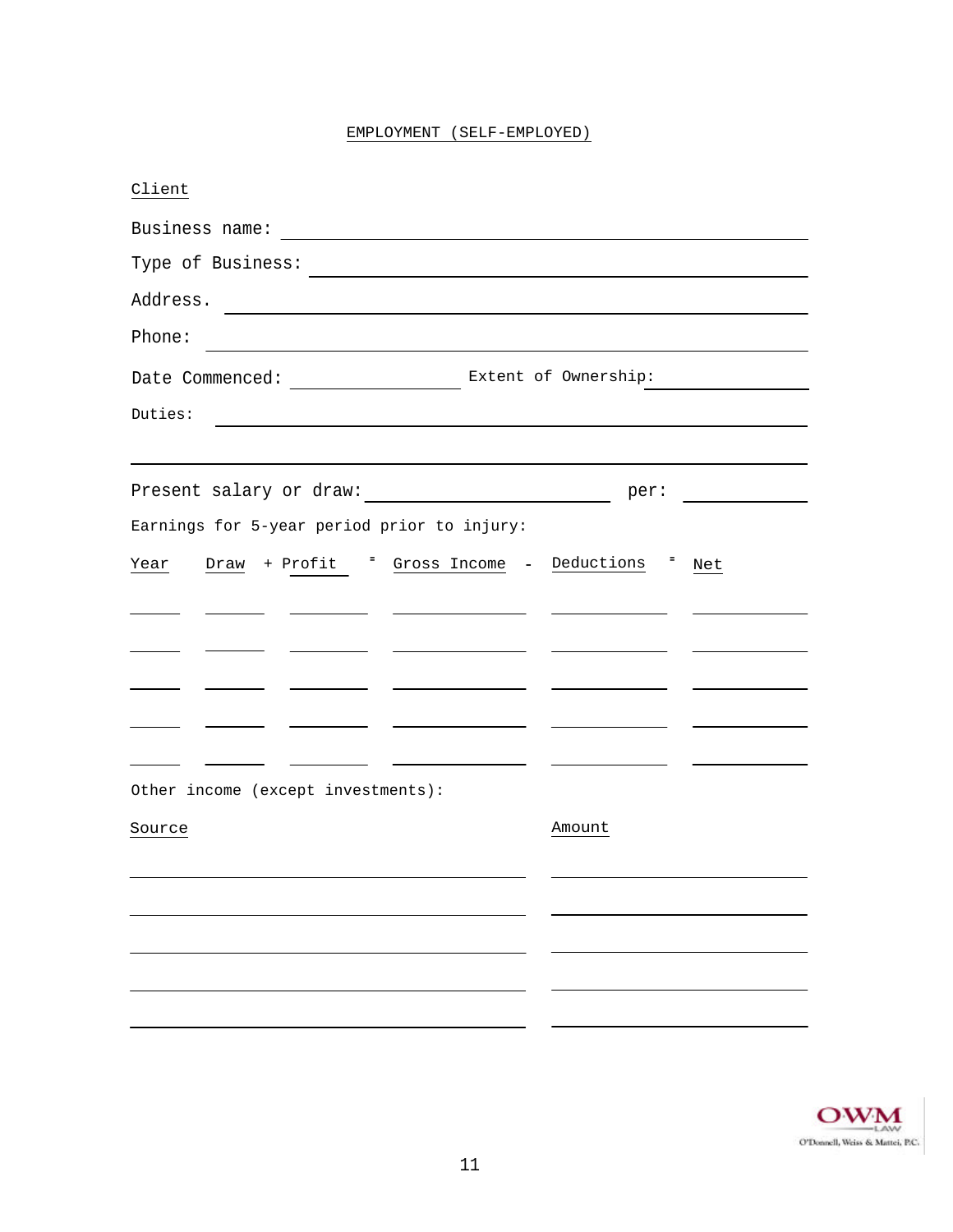# EMPLOYMENT (SELF-EMPLOYED)

Client

Business name: ______________________________

Type of Business: ______________________________

Address. ______________________________

Phone: ______________________________

Date Commenced: ______________ Extent of Ownership: ______________

Duties: ______________________________

______________________________

Present salary or draw: ______________ per: ______________

Earnings for 5-year period prior to injury:

| Year | Draw | + Profit | = Gross Income | - Deductions | = Net |
|---|---|---|---|---|---|
| | | | | | |
| | | | | | |
| | | | | | |
| | | | | | |
| | | | | | |

Other income (except investments):

| Source | Amount |
|---|---|
| | |
| | |
| | |
| | |
| | |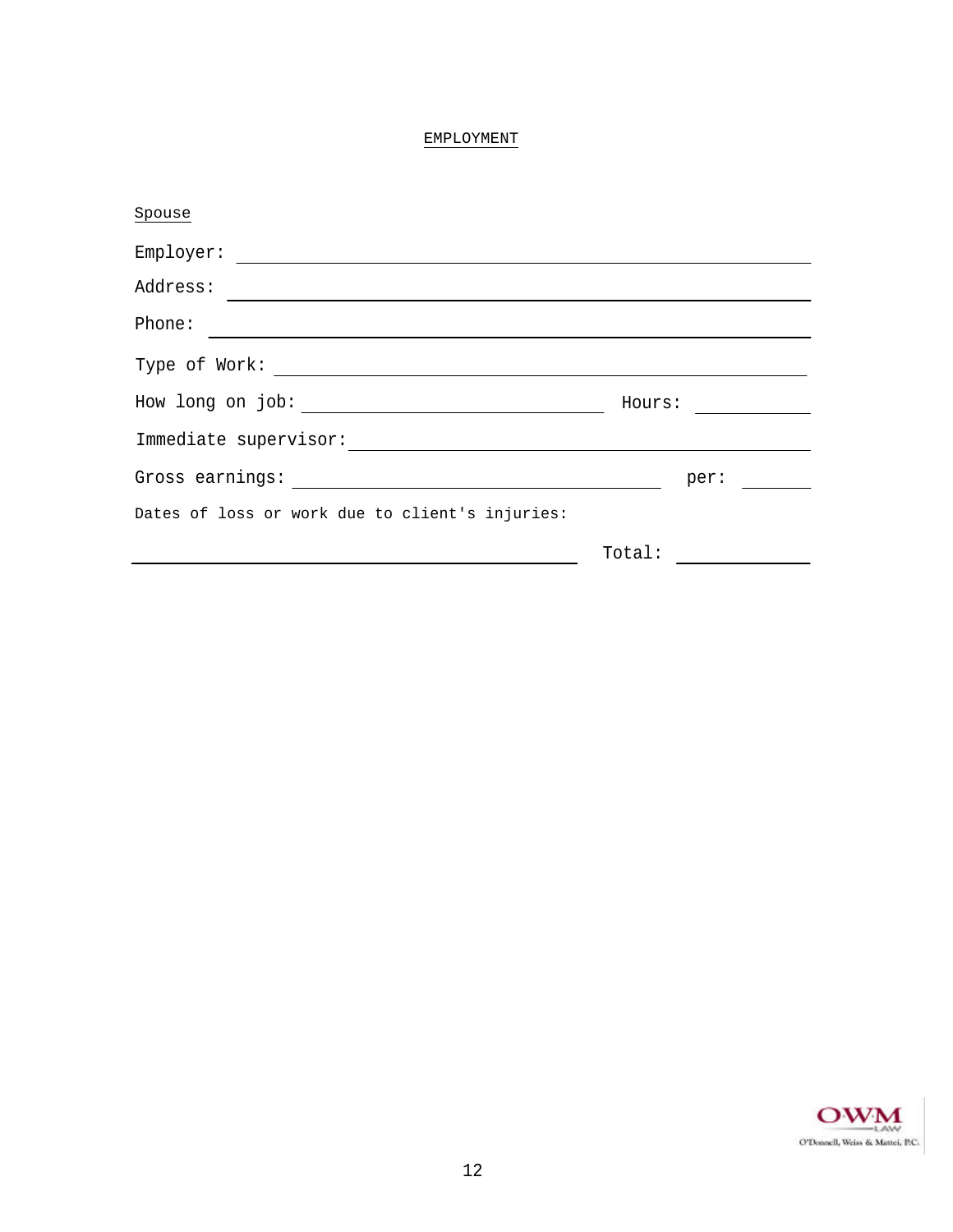## EMPLOYMENT

Spouse

Employer: ____________________________________________

Address: ____________________________________________

Phone: ____________________________________________

Type of Work: ____________________________________________

How long on job: ______________________ Hours: __________

Immediate supervisor: ____________________________________________

Gross earnings: ______________________________ per: ______

Dates of loss or work due to client's injuries:

____________________________________ Total: __________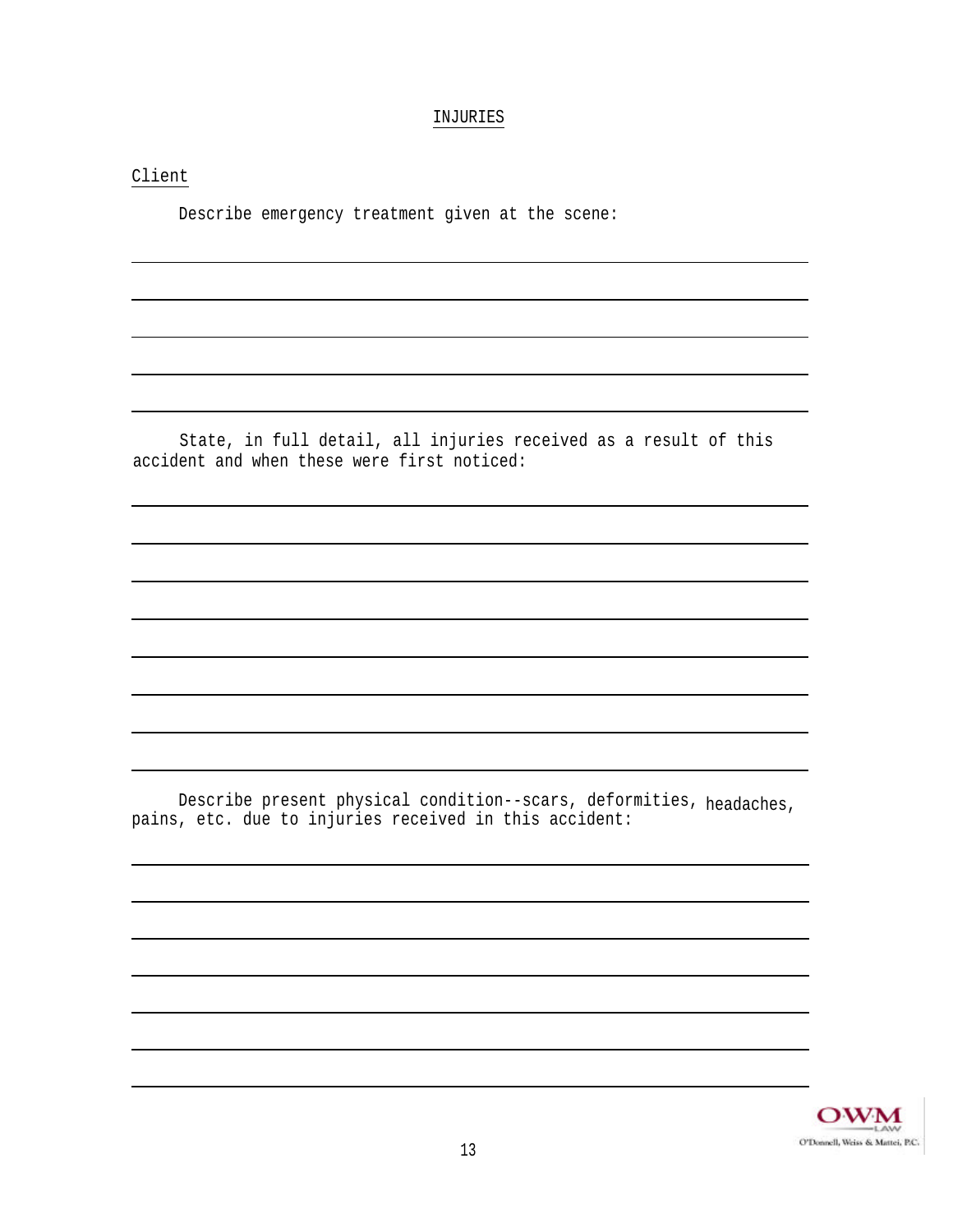# INJURIES

Client

Describe emergency treatment given at the scene:

_______________________________________________________________________

_______________________________________________________________________

_______________________________________________________________________

_______________________________________________________________________

_______________________________________________________________________

State, in full detail, all injuries received as a result of this accident and when these were first noticed:

_______________________________________________________________________

_______________________________________________________________________

_______________________________________________________________________

_______________________________________________________________________

_______________________________________________________________________

_______________________________________________________________________

_______________________________________________________________________

_______________________________________________________________________

Describe present physical condition--scars, deformities, headaches, pains, etc. due to injuries received in this accident:

_______________________________________________________________________

_______________________________________________________________________

_______________________________________________________________________

_______________________________________________________________________

_______________________________________________________________________

_______________________________________________________________________

_______________________________________________________________________

OWM LAW
O'Donnell, Weiss & Mattei, P.C.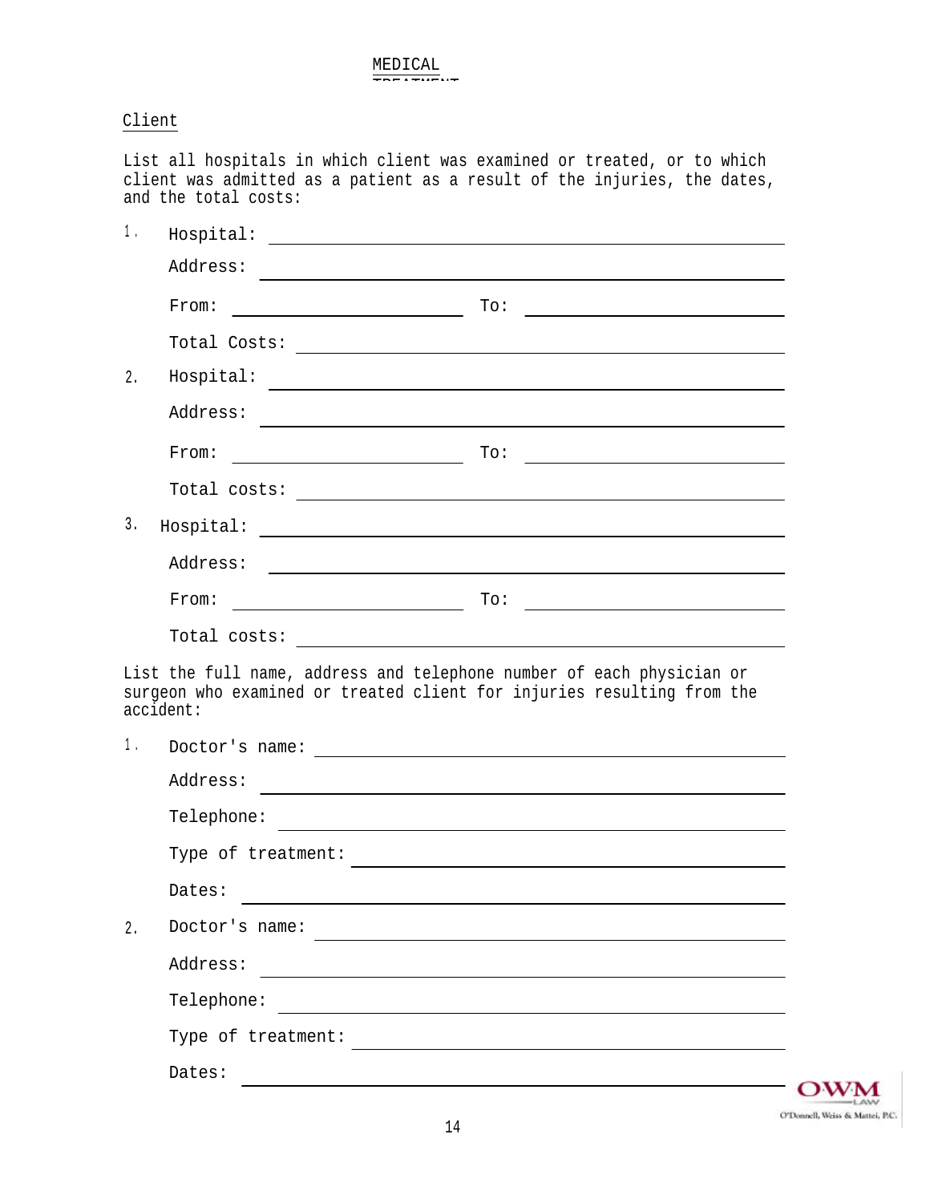## MEDICAL TREATMENT

Client

List all hospitals in which client was examined or treated, or to which client was admitted as a patient as a result of the injuries, the dates, and the total costs:

1. Hospital: ______________________________

   Address: ______________________________

   From: ______________ To: ______________

   Total Costs: ______________________________

2. Hospital: ______________________________

   Address: ______________________________

   From: ______________ To: ______________

   Total costs: ______________________________

3. Hospital: ______________________________

   Address: ______________________________

   From: ______________ To: ______________

   Total costs: ______________________________

List the full name, address and telephone number of each physician or surgeon who examined or treated client for injuries resulting from the accident:

1. Doctor's name: ______________________________

   Address: ______________________________

   Telephone: ______________________________

   Type of treatment: ______________________________

   Dates: ______________________________

2. Doctor's name: ______________________________

   Address: ______________________________

   Telephone: ______________________________

   Type of treatment: ______________________________

   Dates: ______________________________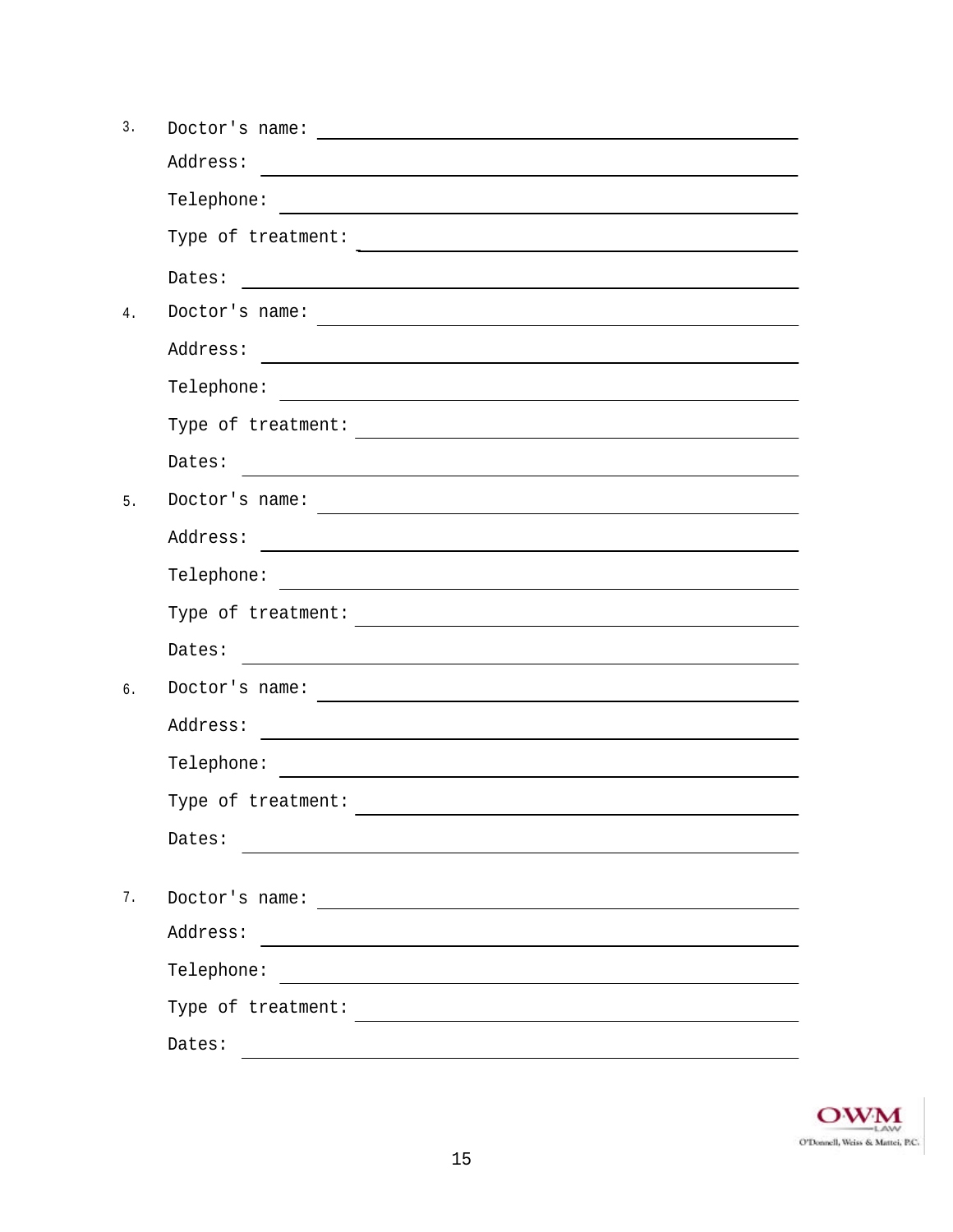3. Doctor's name: ______________________________

   Address: ______________________________

   Telephone: ______________________________

   Type of treatment: ______________________________

   Dates: ______________________________

4. Doctor's name: ______________________________

   Address: ______________________________

   Telephone: ______________________________

   Type of treatment: ______________________________

   Dates: ______________________________

5. Doctor's name: ______________________________

   Address: ______________________________

   Telephone: ______________________________

   Type of treatment: ______________________________

   Dates: ______________________________

6. Doctor's name: ______________________________

   Address: ______________________________

   Telephone: ______________________________

   Type of treatment: ______________________________

   Dates: ______________________________

7. Doctor's name: ______________________________

   Address: ______________________________

   Telephone: ______________________________

   Type of treatment: ______________________________

   Dates: ______________________________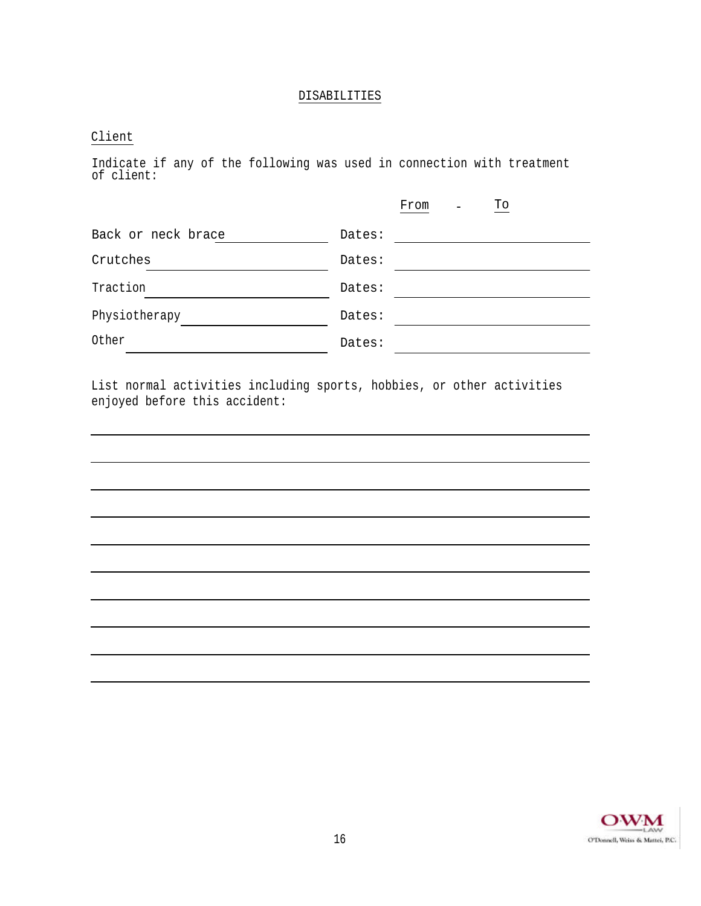# DISABILITIES

Client

Indicate if any of the following was used in connection with treatment of client:

| | | From - To |
|---|---|---|
| Back or neck brace ______________ | Dates: | ______________ |
| Crutches ______________ | Dates: | ______________ |
| Traction ______________ | Dates: | ______________ |
| Physiotherapy ______________ | Dates: | ______________ |
| Other ______________ | Dates: | ______________ |

List normal activities including sports, hobbies, or other activities enjoyed before this accident:

______________________________________________________________

______________________________________________________________

______________________________________________________________

______________________________________________________________

______________________________________________________________

______________________________________________________________

______________________________________________________________

______________________________________________________________

______________________________________________________________

______________________________________________________________

OWM LAW
O'Donnell, Weiss & Mattei, P.C.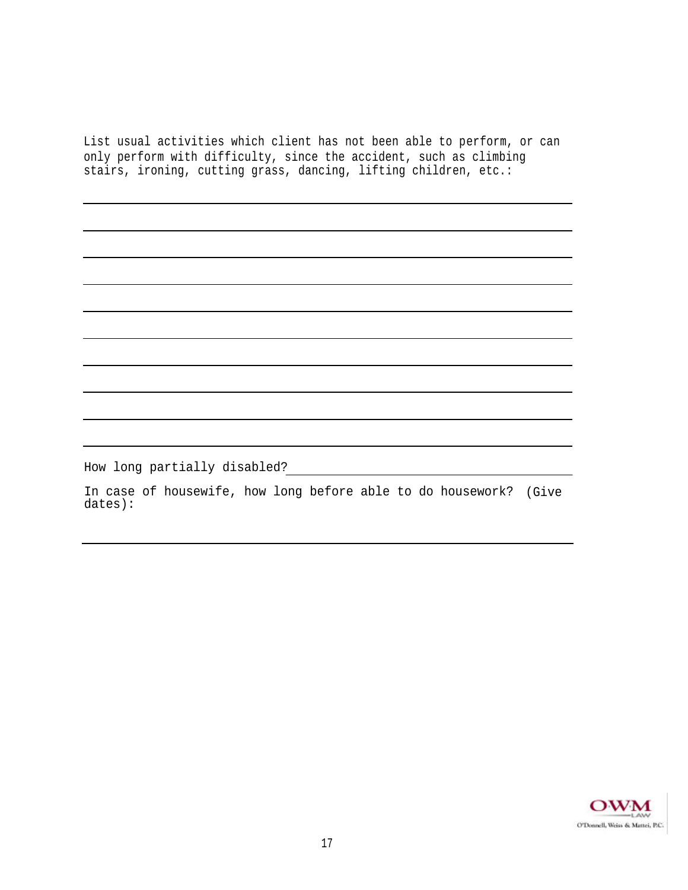List usual activities which client has not been able to perform, or can only perform with difficulty, since the accident, such as climbing stairs, ironing, cutting grass, dancing, lifting children, etc.:

\_\_\_\_\_\_\_\_\_\_\_\_\_\_\_\_\_\_\_\_\_\_\_\_\_\_\_\_\_\_\_\_\_\_\_\_\_\_\_\_\_\_\_\_\_\_\_\_\_\_\_\_\_\_\_\_\_\_\_\_\_\_\_\_\_\_

\_\_\_\_\_\_\_\_\_\_\_\_\_\_\_\_\_\_\_\_\_\_\_\_\_\_\_\_\_\_\_\_\_\_\_\_\_\_\_\_\_\_\_\_\_\_\_\_\_\_\_\_\_\_\_\_\_\_\_\_\_\_\_\_\_\_

\_\_\_\_\_\_\_\_\_\_\_\_\_\_\_\_\_\_\_\_\_\_\_\_\_\_\_\_\_\_\_\_\_\_\_\_\_\_\_\_\_\_\_\_\_\_\_\_\_\_\_\_\_\_\_\_\_\_\_\_\_\_\_\_\_\_

\_\_\_\_\_\_\_\_\_\_\_\_\_\_\_\_\_\_\_\_\_\_\_\_\_\_\_\_\_\_\_\_\_\_\_\_\_\_\_\_\_\_\_\_\_\_\_\_\_\_\_\_\_\_\_\_\_\_\_\_\_\_\_\_\_\_

\_\_\_\_\_\_\_\_\_\_\_\_\_\_\_\_\_\_\_\_\_\_\_\_\_\_\_\_\_\_\_\_\_\_\_\_\_\_\_\_\_\_\_\_\_\_\_\_\_\_\_\_\_\_\_\_\_\_\_\_\_\_\_\_\_\_

\_\_\_\_\_\_\_\_\_\_\_\_\_\_\_\_\_\_\_\_\_\_\_\_\_\_\_\_\_\_\_\_\_\_\_\_\_\_\_\_\_\_\_\_\_\_\_\_\_\_\_\_\_\_\_\_\_\_\_\_\_\_\_\_\_\_

\_\_\_\_\_\_\_\_\_\_\_\_\_\_\_\_\_\_\_\_\_\_\_\_\_\_\_\_\_\_\_\_\_\_\_\_\_\_\_\_\_\_\_\_\_\_\_\_\_\_\_\_\_\_\_\_\_\_\_\_\_\_\_\_\_\_

\_\_\_\_\_\_\_\_\_\_\_\_\_\_\_\_\_\_\_\_\_\_\_\_\_\_\_\_\_\_\_\_\_\_\_\_\_\_\_\_\_\_\_\_\_\_\_\_\_\_\_\_\_\_\_\_\_\_\_\_\_\_\_\_\_\_

\_\_\_\_\_\_\_\_\_\_\_\_\_\_\_\_\_\_\_\_\_\_\_\_\_\_\_\_\_\_\_\_\_\_\_\_\_\_\_\_\_\_\_\_\_\_\_\_\_\_\_\_\_\_\_\_\_\_\_\_\_\_\_\_\_\_

\_\_\_\_\_\_\_\_\_\_\_\_\_\_\_\_\_\_\_\_\_\_\_\_\_\_\_\_\_\_\_\_\_\_\_\_\_\_\_\_\_\_\_\_\_\_\_\_\_\_\_\_\_\_\_\_\_\_\_\_\_\_\_\_\_\_

How long partially disabled?\_\_\_\_\_\_\_\_\_\_\_\_\_\_\_\_\_\_\_\_\_\_\_\_\_\_\_\_\_\_\_\_\_\_\_\_\_\_\_\_

In case of housewife, how long before able to do housework? (Give dates):

\_\_\_\_\_\_\_\_\_\_\_\_\_\_\_\_\_\_\_\_\_\_\_\_\_\_\_\_\_\_\_\_\_\_\_\_\_\_\_\_\_\_\_\_\_\_\_\_\_\_\_\_\_\_\_\_\_\_\_\_\_\_\_\_\_\_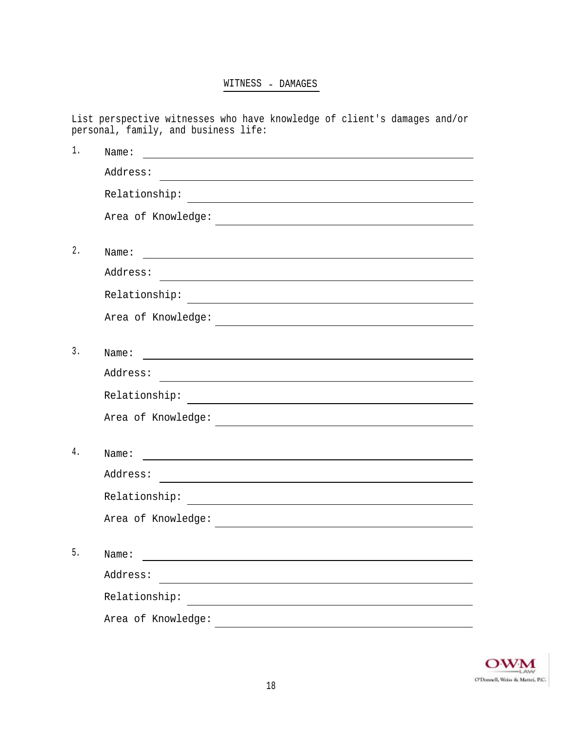# WITNESS - DAMAGES

List perspective witnesses who have knowledge of client's damages and/or personal, family, and business life:

1. Name: ______________________________

   Address: ______________________________

   Relationship: ______________________________

   Area of Knowledge: ______________________________

2. Name: ______________________________

   Address: ______________________________

   Relationship: ______________________________

   Area of Knowledge: ______________________________

3. Name: ______________________________

   Address: ______________________________

   Relationship: ______________________________

   Area of Knowledge: ______________________________

4. Name: ______________________________

   Address: ______________________________

   Relationship: ______________________________

   Area of Knowledge: ______________________________

5. Name: ______________________________

   Address: ______________________________

   Relationship: ______________________________

   Area of Knowledge: ______________________________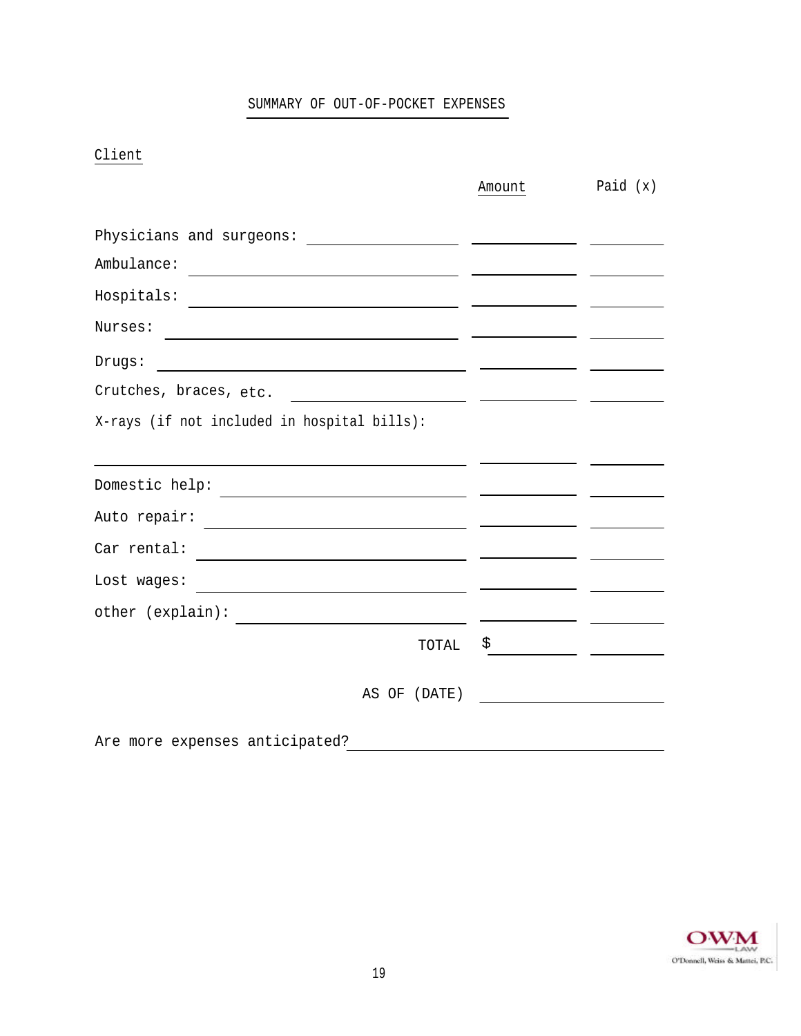## SUMMARY OF OUT-OF-POCKET EXPENSES

Client

| | Amount | Paid (x) |
|---|---|---|
| Physicians and surgeons: ______________ | ______ | ______ |
| Ambulance: ______________ | ______ | ______ |
| Hospitals: ______________ | ______ | ______ |
| Nurses: ______________ | ______ | ______ |
| Drugs: ______________ | ______ | ______ |
| Crutches, braces, etc. ______________ | ______ | ______ |
| X-rays (if not included in hospital bills): ______________ | ______ | ______ |
| Domestic help: ______________ | ______ | ______ |
| Auto repair: ______________ | ______ | ______ |
| Car rental: ______________ | ______ | ______ |
| Lost wages: ______________ | ______ | ______ |
| other (explain): ______________ | ______ | ______ |
| TOTAL | $ ______ | ______ |

AS OF (DATE) ______________

Are more expenses anticipated? ______________________________

O'Donnell, Weiss & Mattei, P.C.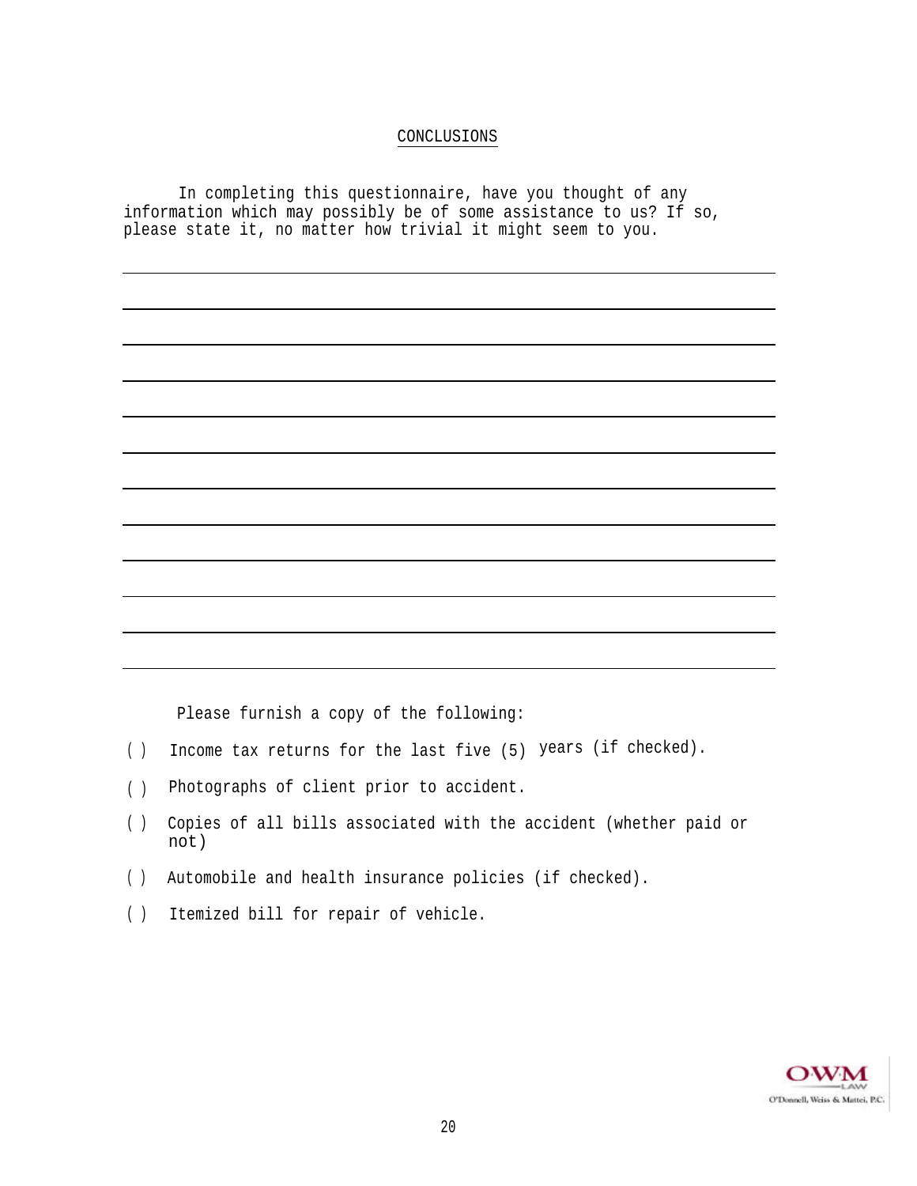## CONCLUSIONS

In completing this questionnaire, have you thought of any information which may possibly be of some assistance to us? If so, please state it, no matter how trivial it might seem to you.

______________________________________________________________________

______________________________________________________________________

______________________________________________________________________

______________________________________________________________________

______________________________________________________________________

______________________________________________________________________

______________________________________________________________________

______________________________________________________________________

______________________________________________________________________

______________________________________________________________________

______________________________________________________________________

______________________________________________________________________

Please furnish a copy of the following:

( ) Income tax returns for the last five (5) years (if checked).

( ) Photographs of client prior to accident.

( ) Copies of all bills associated with the accident (whether paid or not)

( ) Automobile and health insurance policies (if checked).

( ) Itemized bill for repair of vehicle.

OWM LAW
O'Donnell, Weiss & Mattei, P.C.